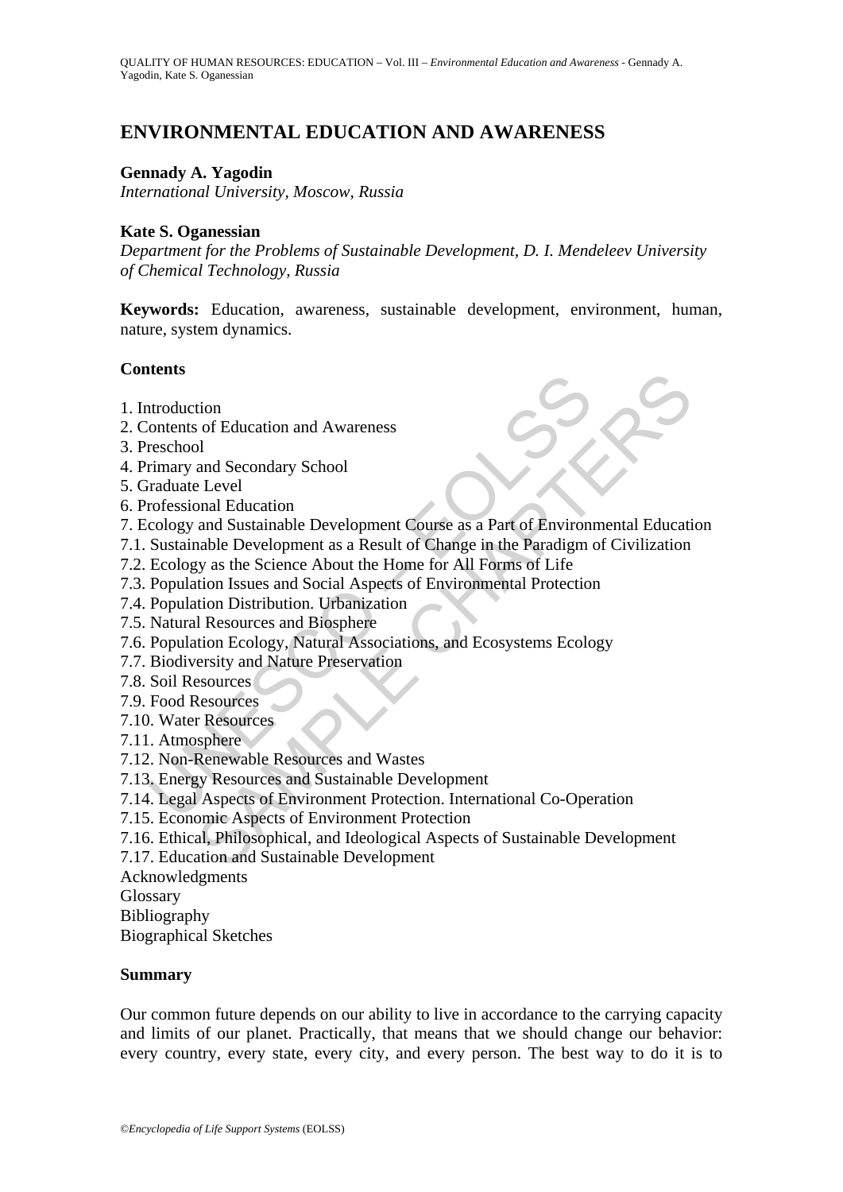# ENVIRONMENTAL EDUCATION AND AWARENESS

**Gennady A. Yagodin**
*International University, Moscow, Russia*

**Kate S. Oganessian**
*Department for the Problems of Sustainable Development, D. I. Mendeleev University of Chemical Technology, Russia*

**Keywords:** Education, awareness, sustainable development, environment, human, nature, system dynamics.

## Contents

1. Introduction
2. Contents of Education and Awareness
3. Preschool
4. Primary and Secondary School
5. Graduate Level
6. Professional Education
7. Ecology and Sustainable Development Course as a Part of Environmental Education
7.1. Sustainable Development as a Result of Change in the Paradigm of Civilization
7.2. Ecology as the Science About the Home for All Forms of Life
7.3. Population Issues and Social Aspects of Environmental Protection
7.4. Population Distribution. Urbanization
7.5. Natural Resources and Biosphere
7.6. Population Ecology, Natural Associations, and Ecosystems Ecology
7.7. Biodiversity and Nature Preservation
7.8. Soil Resources
7.9. Food Resources
7.10. Water Resources
7.11. Atmosphere
7.12. Non-Renewable Resources and Wastes
7.13. Energy Resources and Sustainable Development
7.14. Legal Aspects of Environment Protection. International Co-Operation
7.15. Economic Aspects of Environment Protection
7.16. Ethical, Philosophical, and Ideological Aspects of Sustainable Development
7.17. Education and Sustainable Development

Acknowledgments
Glossary
Bibliography
Biographical Sketches

## Summary

Our common future depends on our ability to live in accordance to the carrying capacity and limits of our planet. Practically, that means that we should change our behavior: every country, every state, every city, and every person. The best way to do it is to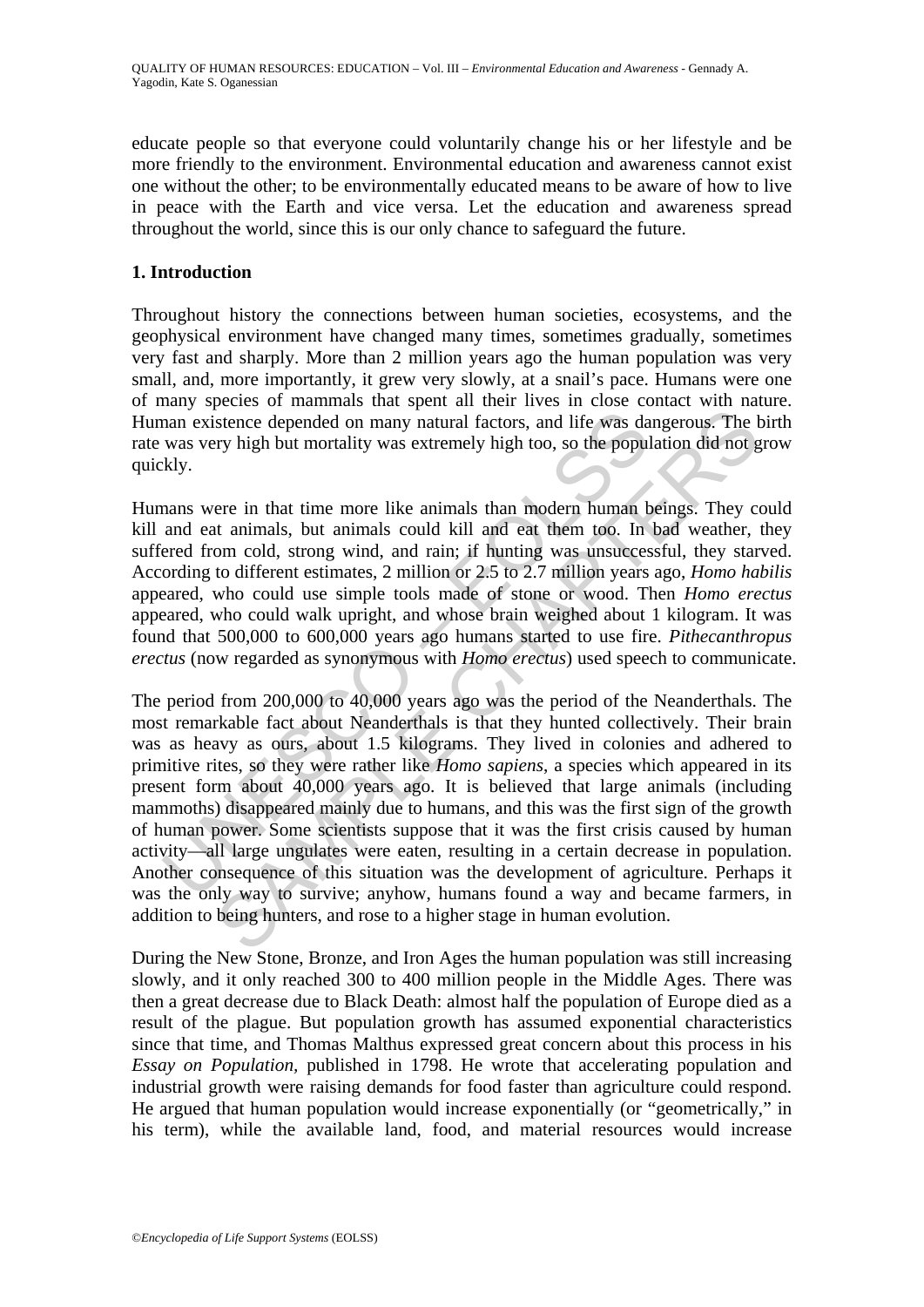educate people so that everyone could voluntarily change his or her lifestyle and be more friendly to the environment. Environmental education and awareness cannot exist one without the other; to be environmentally educated means to be aware of how to live in peace with the Earth and vice versa. Let the education and awareness spread throughout the world, since this is our only chance to safeguard the future.

## 1. Introduction

Throughout history the connections between human societies, ecosystems, and the geophysical environment have changed many times, sometimes gradually, sometimes very fast and sharply. More than 2 million years ago the human population was very small, and, more importantly, it grew very slowly, at a snail's pace. Humans were one of many species of mammals that spent all their lives in close contact with nature. Human existence depended on many natural factors, and life was dangerous. The birth rate was very high but mortality was extremely high too, so the population did not grow quickly.

Humans were in that time more like animals than modern human beings. They could kill and eat animals, but animals could kill and eat them too. In bad weather, they suffered from cold, strong wind, and rain; if hunting was unsuccessful, they starved. According to different estimates, 2 million or 2.5 to 2.7 million years ago, *Homo habilis* appeared, who could use simple tools made of stone or wood. Then *Homo erectus* appeared, who could walk upright, and whose brain weighed about 1 kilogram. It was found that 500,000 to 600,000 years ago humans started to use fire. *Pithecanthropus erectus* (now regarded as synonymous with *Homo erectus*) used speech to communicate.

The period from 200,000 to 40,000 years ago was the period of the Neanderthals. The most remarkable fact about Neanderthals is that they hunted collectively. Their brain was as heavy as ours, about 1.5 kilograms. They lived in colonies and adhered to primitive rites, so they were rather like *Homo sapiens*, a species which appeared in its present form about 40,000 years ago. It is believed that large animals (including mammoths) disappeared mainly due to humans, and this was the first sign of the growth of human power. Some scientists suppose that it was the first crisis caused by human activity—all large ungulates were eaten, resulting in a certain decrease in population. Another consequence of this situation was the development of agriculture. Perhaps it was the only way to survive; anyhow, humans found a way and became farmers, in addition to being hunters, and rose to a higher stage in human evolution.

During the New Stone, Bronze, and Iron Ages the human population was still increasing slowly, and it only reached 300 to 400 million people in the Middle Ages. There was then a great decrease due to Black Death: almost half the population of Europe died as a result of the plague. But population growth has assumed exponential characteristics since that time, and Thomas Malthus expressed great concern about this process in his *Essay on Population*, published in 1798. He wrote that accelerating population and industrial growth were raising demands for food faster than agriculture could respond. He argued that human population would increase exponentially (or "geometrically," in his term), while the available land, food, and material resources would increase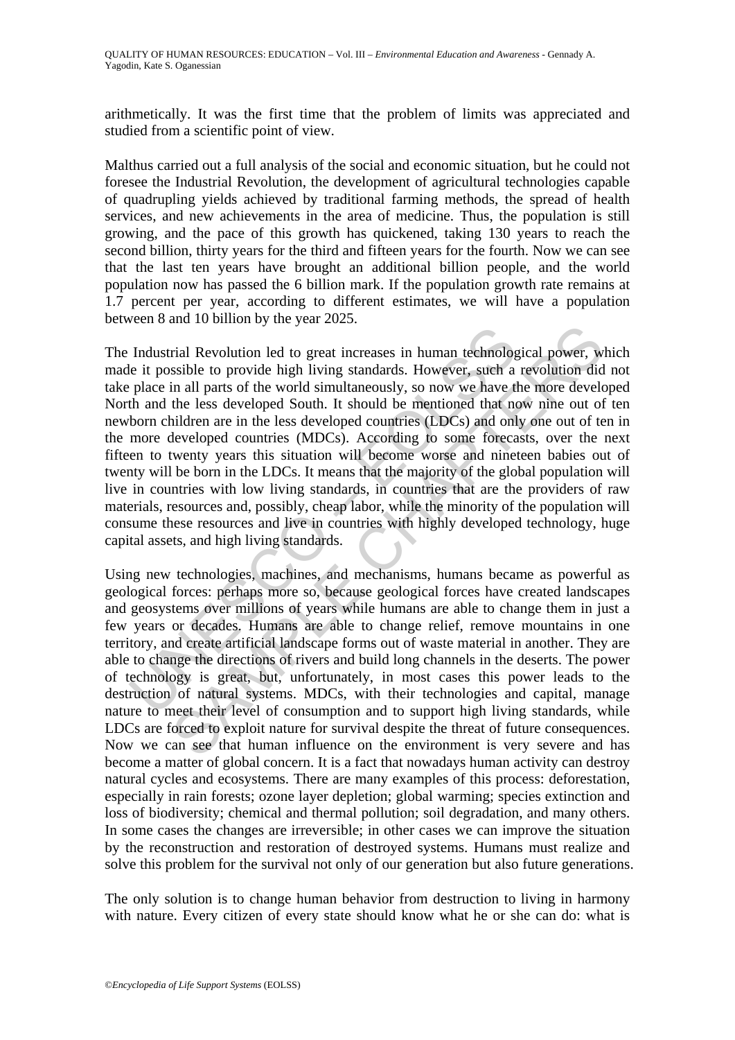arithmetically. It was the first time that the problem of limits was appreciated and studied from a scientific point of view.

Malthus carried out a full analysis of the social and economic situation, but he could not foresee the Industrial Revolution, the development of agricultural technologies capable of quadrupling yields achieved by traditional farming methods, the spread of health services, and new achievements in the area of medicine. Thus, the population is still growing, and the pace of this growth has quickened, taking 130 years to reach the second billion, thirty years for the third and fifteen years for the fourth. Now we can see that the last ten years have brought an additional billion people, and the world population now has passed the 6 billion mark. If the population growth rate remains at 1.7 percent per year, according to different estimates, we will have a population between 8 and 10 billion by the year 2025.

The Industrial Revolution led to great increases in human technological power, which made it possible to provide high living standards. However, such a revolution did not take place in all parts of the world simultaneously, so now we have the more developed North and the less developed South. It should be mentioned that now nine out of ten newborn children are in the less developed countries (LDCs) and only one out of ten in the more developed countries (MDCs). According to some forecasts, over the next fifteen to twenty years this situation will become worse and nineteen babies out of twenty will be born in the LDCs. It means that the majority of the global population will live in countries with low living standards, in countries that are the providers of raw materials, resources and, possibly, cheap labor, while the minority of the population will consume these resources and live in countries with highly developed technology, huge capital assets, and high living standards.

Using new technologies, machines, and mechanisms, humans became as powerful as geological forces: perhaps more so, because geological forces have created landscapes and geosystems over millions of years while humans are able to change them in just a few years or decades. Humans are able to change relief, remove mountains in one territory, and create artificial landscape forms out of waste material in another. They are able to change the directions of rivers and build long channels in the deserts. The power of technology is great, but, unfortunately, in most cases this power leads to the destruction of natural systems. MDCs, with their technologies and capital, manage nature to meet their level of consumption and to support high living standards, while LDCs are forced to exploit nature for survival despite the threat of future consequences. Now we can see that human influence on the environment is very severe and has become a matter of global concern. It is a fact that nowadays human activity can destroy natural cycles and ecosystems. There are many examples of this process: deforestation, especially in rain forests; ozone layer depletion; global warming; species extinction and loss of biodiversity; chemical and thermal pollution; soil degradation, and many others. In some cases the changes are irreversible; in other cases we can improve the situation by the reconstruction and restoration of destroyed systems. Humans must realize and solve this problem for the survival not only of our generation but also future generations.

The only solution is to change human behavior from destruction to living in harmony with nature. Every citizen of every state should know what he or she can do: what is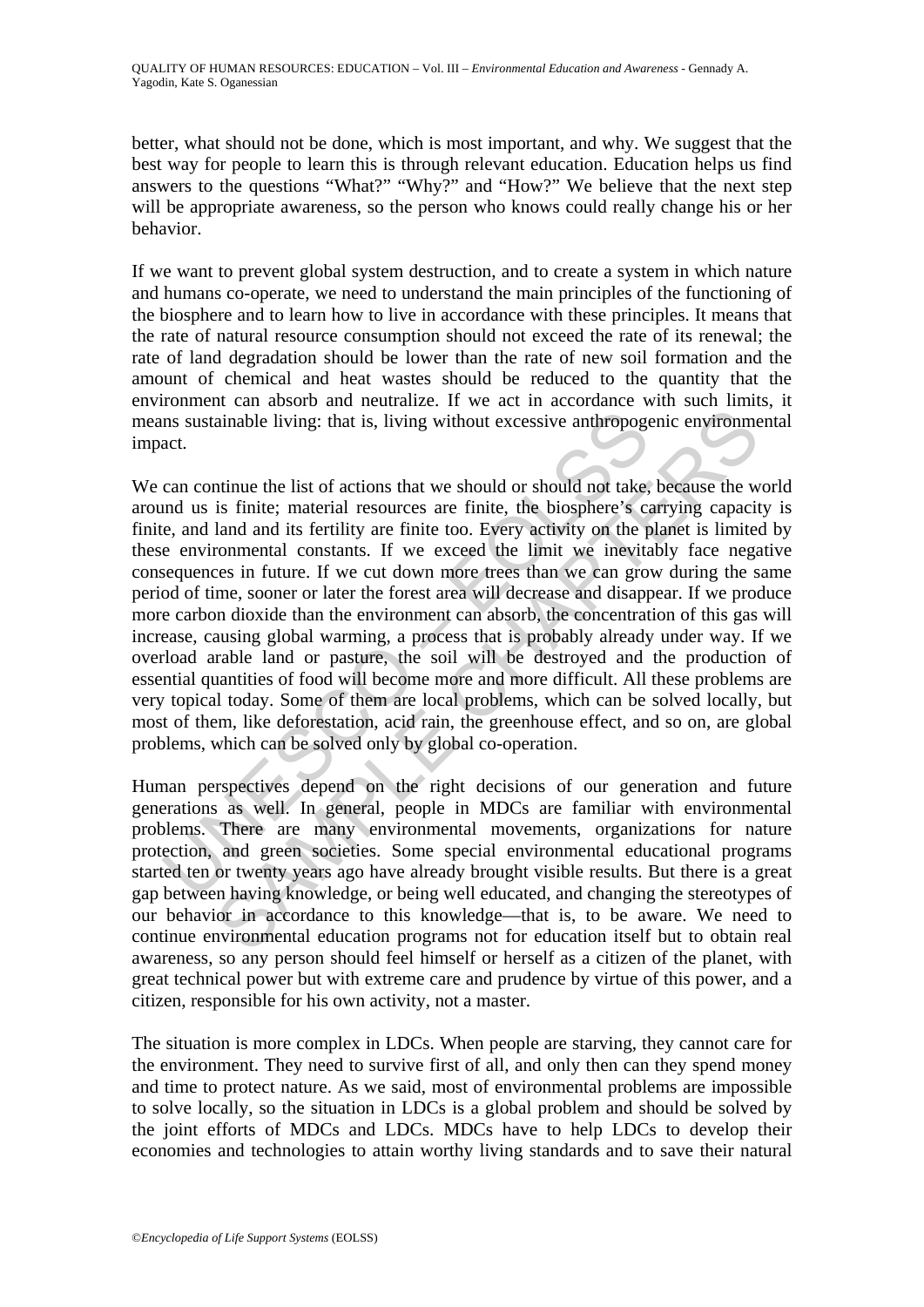better, what should not be done, which is most important, and why. We suggest that the best way for people to learn this is through relevant education. Education helps us find answers to the questions "What?" "Why?" and "How?" We believe that the next step will be appropriate awareness, so the person who knows could really change his or her behavior.

If we want to prevent global system destruction, and to create a system in which nature and humans co-operate, we need to understand the main principles of the functioning of the biosphere and to learn how to live in accordance with these principles. It means that the rate of natural resource consumption should not exceed the rate of its renewal; the rate of land degradation should be lower than the rate of new soil formation and the amount of chemical and heat wastes should be reduced to the quantity that the environment can absorb and neutralize. If we act in accordance with such limits, it means sustainable living: that is, living without excessive anthropogenic environmental impact.

We can continue the list of actions that we should or should not take, because the world around us is finite; material resources are finite, the biosphere's carrying capacity is finite, and land and its fertility are finite too. Every activity on the planet is limited by these environmental constants. If we exceed the limit we inevitably face negative consequences in future. If we cut down more trees than we can grow during the same period of time, sooner or later the forest area will decrease and disappear. If we produce more carbon dioxide than the environment can absorb, the concentration of this gas will increase, causing global warming, a process that is probably already under way. If we overload arable land or pasture, the soil will be destroyed and the production of essential quantities of food will become more and more difficult. All these problems are very topical today. Some of them are local problems, which can be solved locally, but most of them, like deforestation, acid rain, the greenhouse effect, and so on, are global problems, which can be solved only by global co-operation.

Human perspectives depend on the right decisions of our generation and future generations as well. In general, people in MDCs are familiar with environmental problems. There are many environmental movements, organizations for nature protection, and green societies. Some special environmental educational programs started ten or twenty years ago have already brought visible results. But there is a great gap between having knowledge, or being well educated, and changing the stereotypes of our behavior in accordance to this knowledge—that is, to be aware. We need to continue environmental education programs not for education itself but to obtain real awareness, so any person should feel himself or herself as a citizen of the planet, with great technical power but with extreme care and prudence by virtue of this power, and a citizen, responsible for his own activity, not a master.

The situation is more complex in LDCs. When people are starving, they cannot care for the environment. They need to survive first of all, and only then can they spend money and time to protect nature. As we said, most of environmental problems are impossible to solve locally, so the situation in LDCs is a global problem and should be solved by the joint efforts of MDCs and LDCs. MDCs have to help LDCs to develop their economies and technologies to attain worthy living standards and to save their natural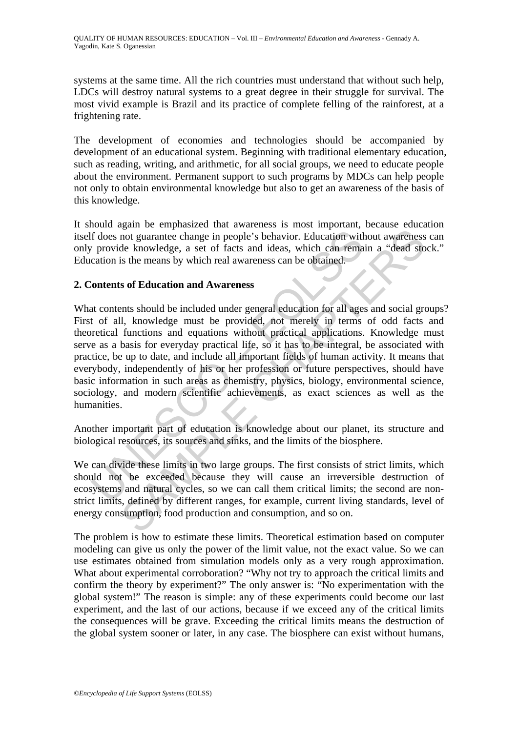systems at the same time. All the rich countries must understand that without such help, LDCs will destroy natural systems to a great degree in their struggle for survival. The most vivid example is Brazil and its practice of complete felling of the rainforest, at a frightening rate.

The development of economies and technologies should be accompanied by development of an educational system. Beginning with traditional elementary education, such as reading, writing, and arithmetic, for all social groups, we need to educate people about the environment. Permanent support to such programs by MDCs can help people not only to obtain environmental knowledge but also to get an awareness of the basis of this knowledge.

It should again be emphasized that awareness is most important, because education itself does not guarantee change in people's behavior. Education without awareness can only provide knowledge, a set of facts and ideas, which can remain a "dead stock." Education is the means by which real awareness can be obtained.

## 2. Contents of Education and Awareness

What contents should be included under general education for all ages and social groups? First of all, knowledge must be provided, not merely in terms of odd facts and theoretical functions and equations without practical applications. Knowledge must serve as a basis for everyday practical life, so it has to be integral, be associated with practice, be up to date, and include all important fields of human activity. It means that everybody, independently of his or her profession or future perspectives, should have basic information in such areas as chemistry, physics, biology, environmental science, sociology, and modern scientific achievements, as exact sciences as well as the humanities.

Another important part of education is knowledge about our planet, its structure and biological resources, its sources and sinks, and the limits of the biosphere.

We can divide these limits in two large groups. The first consists of strict limits, which should not be exceeded because they will cause an irreversible destruction of ecosystems and natural cycles, so we can call them critical limits; the second are non-strict limits, defined by different ranges, for example, current living standards, level of energy consumption, food production and consumption, and so on.

The problem is how to estimate these limits. Theoretical estimation based on computer modeling can give us only the power of the limit value, not the exact value. So we can use estimates obtained from simulation models only as a very rough approximation. What about experimental corroboration? "Why not try to approach the critical limits and confirm the theory by experiment?" The only answer is: "No experimentation with the global system!" The reason is simple: any of these experiments could become our last experiment, and the last of our actions, because if we exceed any of the critical limits the consequences will be grave. Exceeding the critical limits means the destruction of the global system sooner or later, in any case. The biosphere can exist without humans,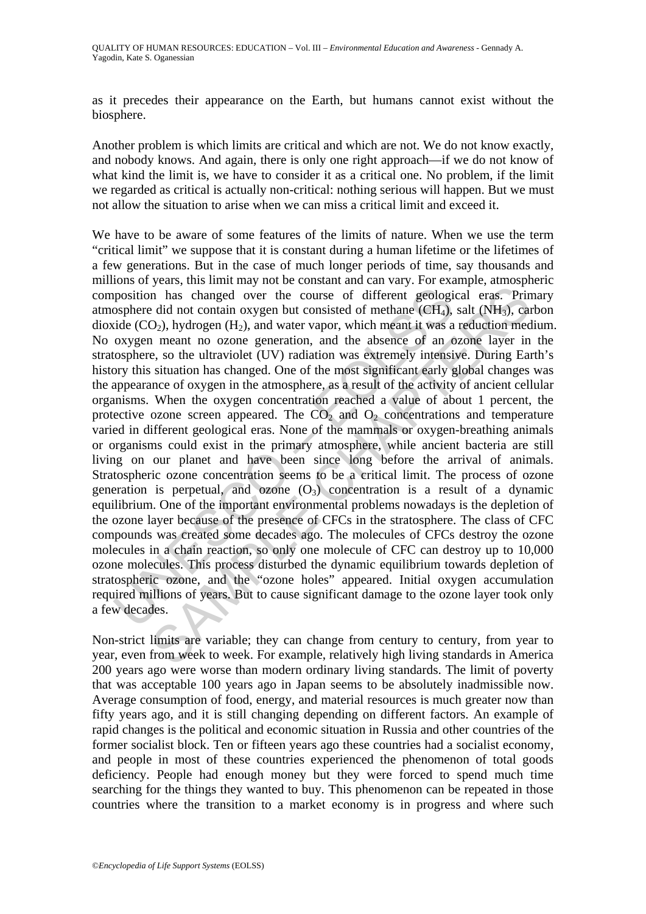as it precedes their appearance on the Earth, but humans cannot exist without the biosphere.

Another problem is which limits are critical and which are not. We do not know exactly, and nobody knows. And again, there is only one right approach—if we do not know of what kind the limit is, we have to consider it as a critical one. No problem, if the limit we regarded as critical is actually non-critical: nothing serious will happen. But we must not allow the situation to arise when we can miss a critical limit and exceed it.

We have to be aware of some features of the limits of nature. When we use the term "critical limit" we suppose that it is constant during a human lifetime or the lifetimes of a few generations. But in the case of much longer periods of time, say thousands and millions of years, this limit may not be constant and can vary. For example, atmospheric composition has changed over the course of different geological eras. Primary atmosphere did not contain oxygen but consisted of methane ($CH_4$), salt ($NH_3$), carbon dioxide ($CO_2$), hydrogen ($H_2$), and water vapor, which meant it was a reduction medium. No oxygen meant no ozone generation, and the absence of an ozone layer in the stratosphere, so the ultraviolet (UV) radiation was extremely intensive. During Earth's history this situation has changed. One of the most significant early global changes was the appearance of oxygen in the atmosphere, as a result of the activity of ancient cellular organisms. When the oxygen concentration reached a value of about 1 percent, the protective ozone screen appeared. The $CO_2$ and $O_2$ concentrations and temperature varied in different geological eras. None of the mammals or oxygen-breathing animals or organisms could exist in the primary atmosphere, while ancient bacteria are still living on our planet and have been since long before the arrival of animals. Stratospheric ozone concentration seems to be a critical limit. The process of ozone generation is perpetual, and ozone ($O_3$) concentration is a result of a dynamic equilibrium. One of the important environmental problems nowadays is the depletion of the ozone layer because of the presence of CFCs in the stratosphere. The class of CFC compounds was created some decades ago. The molecules of CFCs destroy the ozone molecules in a chain reaction, so only one molecule of CFC can destroy up to 10,000 ozone molecules. This process disturbed the dynamic equilibrium towards depletion of stratospheric ozone, and the "ozone holes" appeared. Initial oxygen accumulation required millions of years. But to cause significant damage to the ozone layer took only a few decades.

Non-strict limits are variable; they can change from century to century, from year to year, even from week to week. For example, relatively high living standards in America 200 years ago were worse than modern ordinary living standards. The limit of poverty that was acceptable 100 years ago in Japan seems to be absolutely inadmissible now. Average consumption of food, energy, and material resources is much greater now than fifty years ago, and it is still changing depending on different factors. An example of rapid changes is the political and economic situation in Russia and other countries of the former socialist block. Ten or fifteen years ago these countries had a socialist economy, and people in most of these countries experienced the phenomenon of total goods deficiency. People had enough money but they were forced to spend much time searching for the things they wanted to buy. This phenomenon can be repeated in those countries where the transition to a market economy is in progress and where such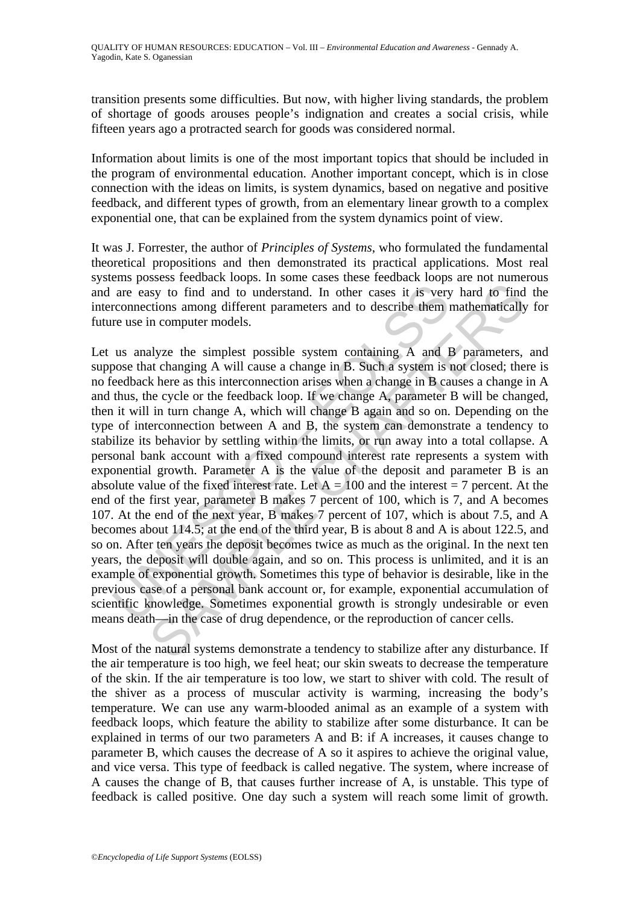transition presents some difficulties. But now, with higher living standards, the problem of shortage of goods arouses people's indignation and creates a social crisis, while fifteen years ago a protracted search for goods was considered normal.

Information about limits is one of the most important topics that should be included in the program of environmental education. Another important concept, which is in close connection with the ideas on limits, is system dynamics, based on negative and positive feedback, and different types of growth, from an elementary linear growth to a complex exponential one, that can be explained from the system dynamics point of view.

It was J. Forrester, the author of *Principles of Systems*, who formulated the fundamental theoretical propositions and then demonstrated its practical applications. Most real systems possess feedback loops. In some cases these feedback loops are not numerous and are easy to find and to understand. In other cases it is very hard to find the interconnections among different parameters and to describe them mathematically for future use in computer models.

Let us analyze the simplest possible system containing A and B parameters, and suppose that changing A will cause a change in B. Such a system is not closed; there is no feedback here as this interconnection arises when a change in B causes a change in A and thus, the cycle or the feedback loop. If we change A, parameter B will be changed, then it will in turn change A, which will change B again and so on. Depending on the type of interconnection between A and B, the system can demonstrate a tendency to stabilize its behavior by settling within the limits, or run away into a total collapse. A personal bank account with a fixed compound interest rate represents a system with exponential growth. Parameter A is the value of the deposit and parameter B is an absolute value of the fixed interest rate. Let A = 100 and the interest = 7 percent. At the end of the first year, parameter B makes 7 percent of 100, which is 7, and A becomes 107. At the end of the next year, B makes 7 percent of 107, which is about 7.5, and A becomes about 114.5; at the end of the third year, B is about 8 and A is about 122.5, and so on. After ten years the deposit becomes twice as much as the original. In the next ten years, the deposit will double again, and so on. This process is unlimited, and it is an example of exponential growth. Sometimes this type of behavior is desirable, like in the previous case of a personal bank account or, for example, exponential accumulation of scientific knowledge. Sometimes exponential growth is strongly undesirable or even means death—in the case of drug dependence, or the reproduction of cancer cells.

Most of the natural systems demonstrate a tendency to stabilize after any disturbance. If the air temperature is too high, we feel heat; our skin sweats to decrease the temperature of the skin. If the air temperature is too low, we start to shiver with cold. The result of the shiver as a process of muscular activity is warming, increasing the body's temperature. We can use any warm-blooded animal as an example of a system with feedback loops, which feature the ability to stabilize after some disturbance. It can be explained in terms of our two parameters A and B: if A increases, it causes change to parameter B, which causes the decrease of A so it aspires to achieve the original value, and vice versa. This type of feedback is called negative. The system, where increase of A causes the change of B, that causes further increase of A, is unstable. This type of feedback is called positive. One day such a system will reach some limit of growth.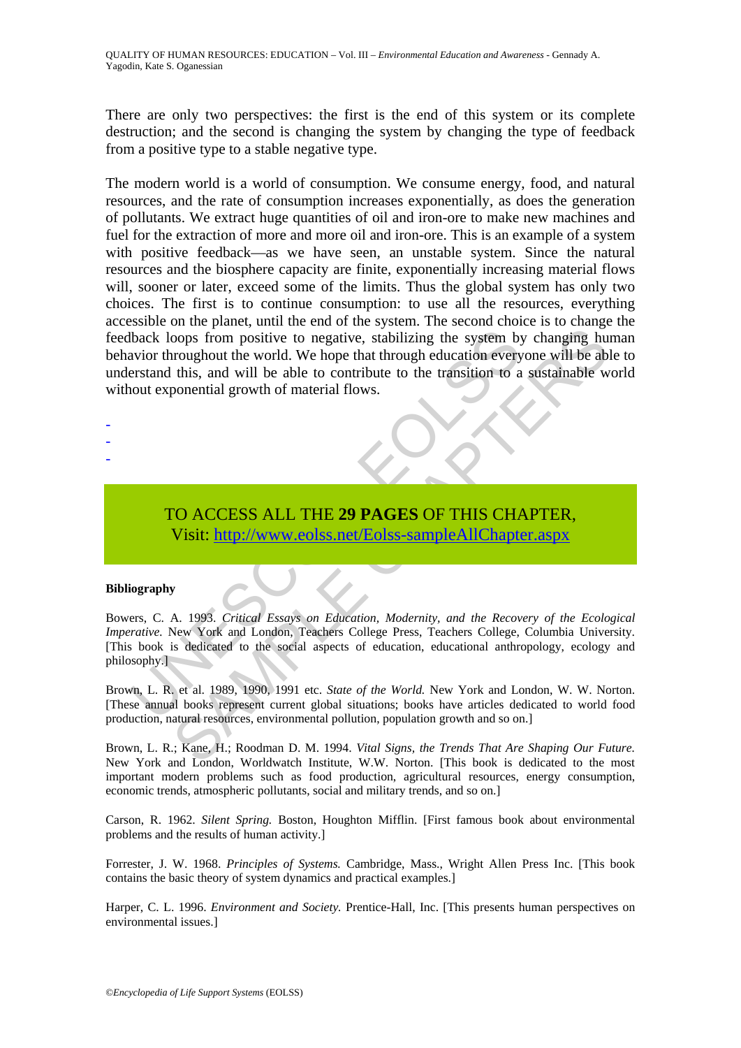There are only two perspectives: the first is the end of this system or its complete destruction; and the second is changing the system by changing the type of feedback from a positive type to a stable negative type.

The modern world is a world of consumption. We consume energy, food, and natural resources, and the rate of consumption increases exponentially, as does the generation of pollutants. We extract huge quantities of oil and iron-ore to make new machines and fuel for the extraction of more and more oil and iron-ore. This is an example of a system with positive feedback—as we have seen, an unstable system. Since the natural resources and the biosphere capacity are finite, exponentially increasing material flows will, sooner or later, exceed some of the limits. Thus the global system has only two choices. The first is to continue consumption: to use all the resources, everything accessible on the planet, until the end of the system. The second choice is to change the feedback loops from positive to negative, stabilizing the system by changing human behavior throughout the world. We hope that through education everyone will be able to understand this, and will be able to contribute to the transition to a sustainable world without exponential growth of material flows.

-
-
-

TO ACCESS ALL THE **29 PAGES** OF THIS CHAPTER,
Visit: http://www.eolss.net/Eolss-sampleAllChapter.aspx

**Bibliography**

Bowers, C. A. 1993. *Critical Essays on Education, Modernity, and the Recovery of the Ecological Imperative.* New York and London, Teachers College Press, Teachers College, Columbia University. [This book is dedicated to the social aspects of education, educational anthropology, ecology and philosophy.]

Brown, L. R. et al. 1989, 1990, 1991 etc. *State of the World.* New York and London, W. W. Norton. [These annual books represent current global situations; books have articles dedicated to world food production, natural resources, environmental pollution, population growth and so on.]

Brown, L. R.; Kane, H.; Roodman D. M. 1994. *Vital Signs, the Trends That Are Shaping Our Future.* New York and London, Worldwatch Institute, W.W. Norton. [This book is dedicated to the most important modern problems such as food production, agricultural resources, energy consumption, economic trends, atmospheric pollutants, social and military trends, and so on.]

Carson, R. 1962. *Silent Spring.* Boston, Houghton Mifflin. [First famous book about environmental problems and the results of human activity.]

Forrester, J. W. 1968. *Principles of Systems.* Cambridge, Mass., Wright Allen Press Inc. [This book contains the basic theory of system dynamics and practical examples.]

Harper, C. L. 1996. *Environment and Society.* Prentice-Hall, Inc. [This presents human perspectives on environmental issues.]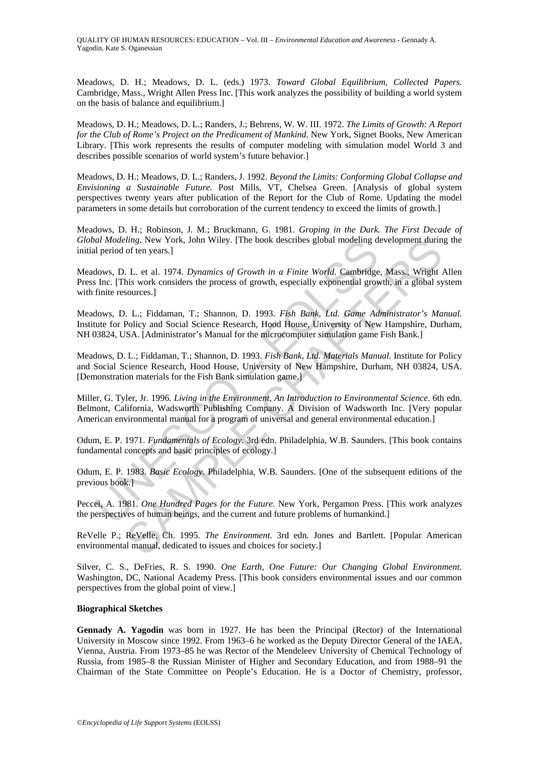Meadows, D. H.; Meadows, D. L. (eds.) 1973. *Toward Global Equilibrium, Collected Papers.* Cambridge, Mass., Wright Allen Press Inc. [This work analyzes the possibility of building a world system on the basis of balance and equilibrium.]

Meadows, D. H.; Meadows, D. L.; Randers, J.; Behrens, W. W. III. 1972. *The Limits of Growth: A Report for the Club of Rome's Project on the Predicament of Mankind.* New York, Signet Books, New American Library. [This work represents the results of computer modeling with simulation model World 3 and describes possible scenarios of world system's future behavior.]

Meadows, D. H.; Meadows, D. L.; Randers, J. 1992. *Beyond the Limits: Conforming Global Collapse and Envisioning a Sustainable Future.* Post Mills, VT, Chelsea Green. [Analysis of global system perspectives twenty years after publication of the Report for the Club of Rome. Updating the model parameters in some details but corroboration of the current tendency to exceed the limits of growth.]

Meadows, D. H.; Robinson, J. M.; Bruckmann, G. 1981. *Groping in the Dark. The First Decade of Global Modeling*. New York, John Wiley. [The book describes global modeling development during the initial period of ten years.]

Meadows, D. L. et al. 1974. *Dynamics of Growth in a Finite World.* Cambridge, Mass., Wright Allen Press Inc. [This work considers the process of growth, especially exponential growth, in a global system with finite resources.]

Meadows, D. L.; Fiddaman, T.; Shannon, D. 1993. *Fish Bank, Ltd. Game Administrator's Manual.* Institute for Policy and Social Science Research, Hood House, University of New Hampshire, Durham, NH 03824, USA. [Administrator's Manual for the microcomputer simulation game Fish Bank.]

Meadows, D. L.; Fiddaman, T.; Shannon, D. 1993. *Fish Bank, Ltd. Materials Manual.* Institute for Policy and Social Science Research, Hood House, University of New Hampshire, Durham, NH 03824, USA. [Demonstration materials for the Fish Bank simulation game.]

Miller, G. Tyler, Jr. 1996. *Living in the Environment, An Introduction to Environmental Science.* 6th edn. Belmont, California, Wadsworth Publishing Company. A Division of Wadsworth Inc. [Very popular American environmental manual for a program of universal and general environmental education.]

Odum, E. P. 1971. *Fundamentals of Ecology.* 3rd edn. Philadelphia, W.B. Saunders. [This book contains fundamental concepts and basic principles of ecology.]

Odum, E. P. 1983. *Basic Ecology.* Philadelphia, W.B. Saunders. [One of the subsequent editions of the previous book.]

Peccei, A. 1981. *One Hundred Pages for the Future.* New York, Pergamon Press. [This work analyzes the perspectives of human beings, and the current and future problems of humankind.]

ReVelle P.; ReVelle, Ch. 1995. *The Environment.* 3rd edn. Jones and Bartlett. [Popular American environmental manual, dedicated to issues and choices for society.]

Silver, C. S., DeFries, R. S. 1990. *One Earth, One Future: Our Changing Global Environment.* Washington, DC, National Academy Press. [This book considers environmental issues and our common perspectives from the global point of view.]

### Biographical Sketches

**Gennady A. Yagodin** was born in 1927. He has been the Principal (Rector) of the International University in Moscow since 1992. From 1963–6 he worked as the Deputy Director General of the IAEA, Vienna, Austria. From 1973–85 he was Rector of the Mendeleev University of Chemical Technology of Russia, from 1985–8 the Russian Minister of Higher and Secondary Education, and from 1988–91 the Chairman of the State Committee on People's Education. He is a Doctor of Chemistry, professor,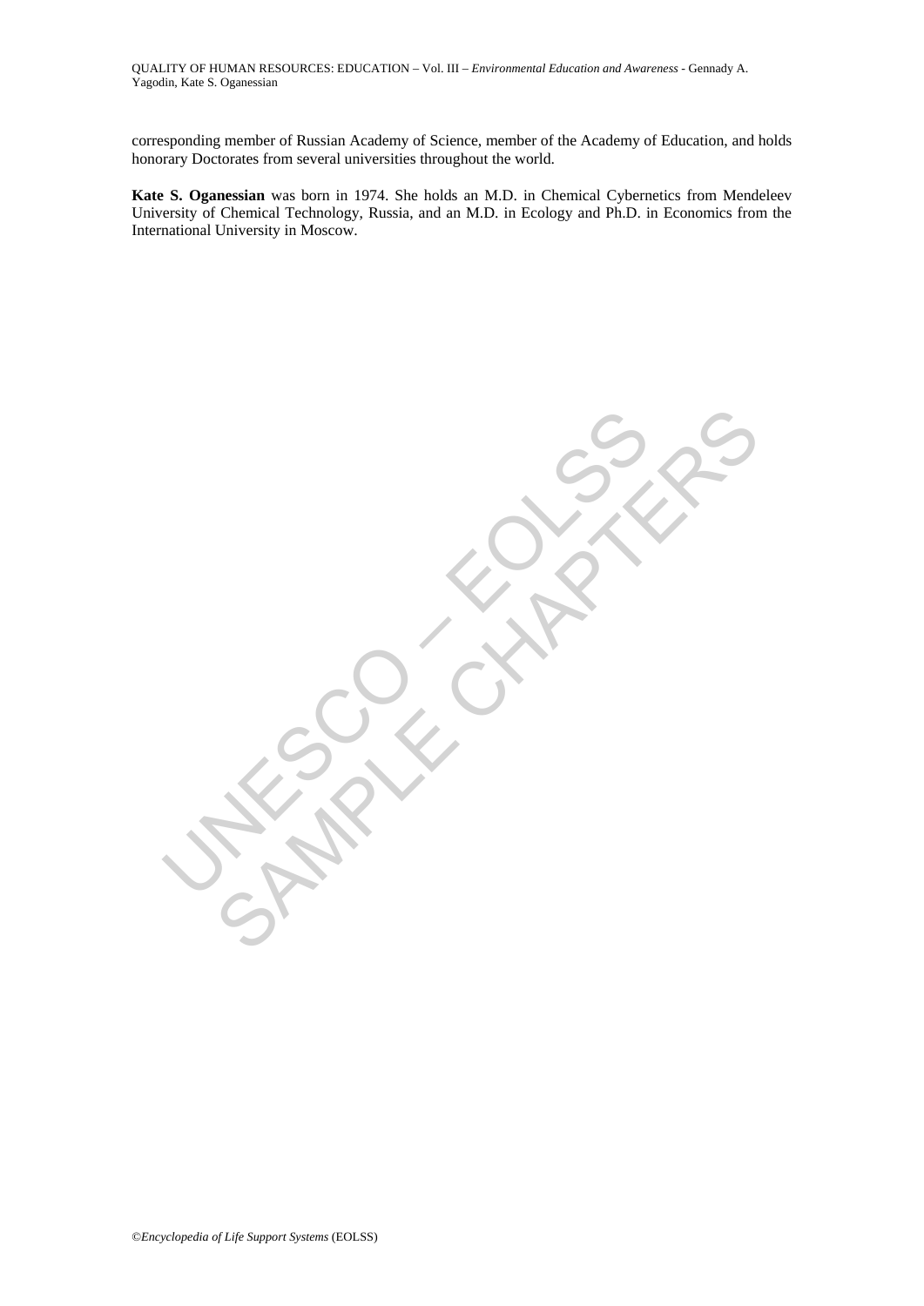corresponding member of Russian Academy of Science, member of the Academy of Education, and holds honorary Doctorates from several universities throughout the world.

**Kate S. Oganessian** was born in 1974. She holds an M.D. in Chemical Cybernetics from Mendeleev University of Chemical Technology, Russia, and an M.D. in Ecology and Ph.D. in Economics from the International University in Moscow.